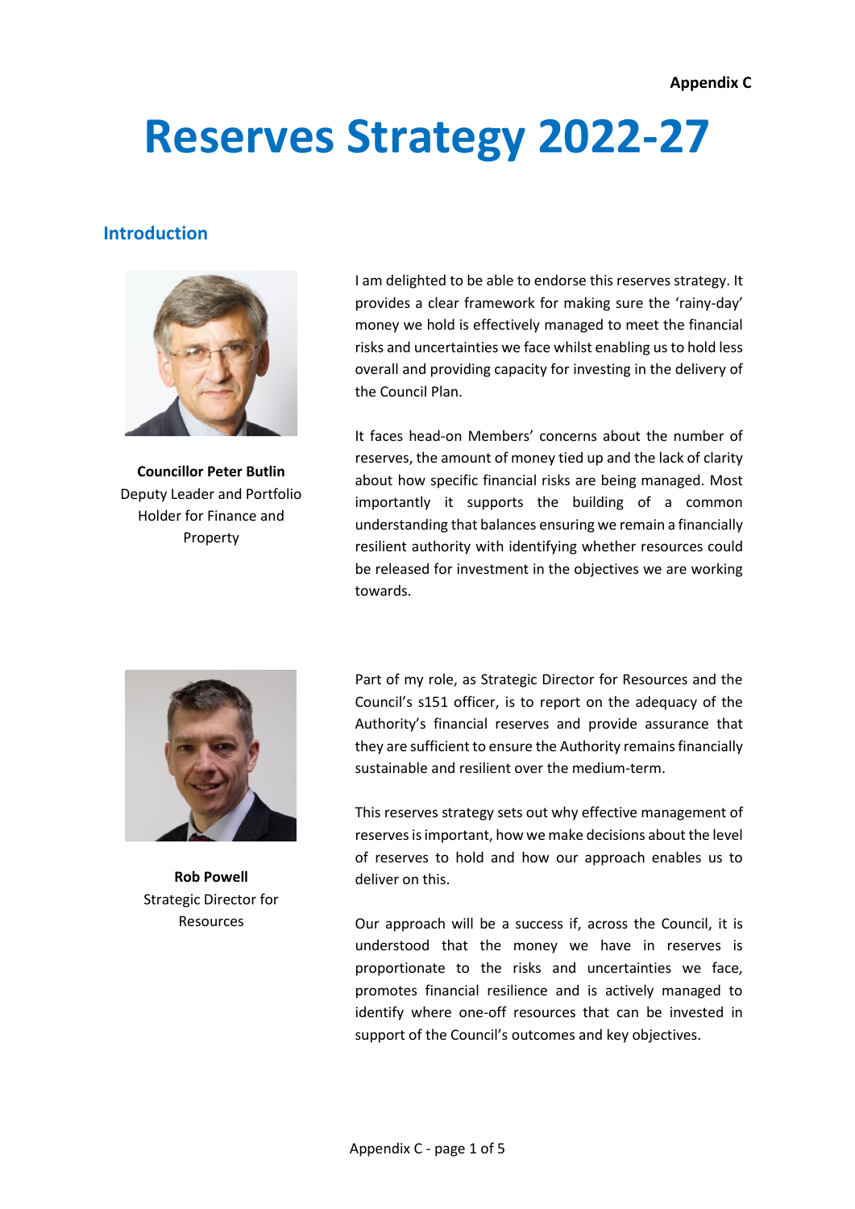**Appendix C**

# Reserves Strategy 2022-27

## Introduction

**Councillor Peter Butlin**
Deputy Leader and Portfolio Holder for Finance and Property

I am delighted to be able to endorse this reserves strategy. It provides a clear framework for making sure the 'rainy-day' money we hold is effectively managed to meet the financial risks and uncertainties we face whilst enabling us to hold less overall and providing capacity for investing in the delivery of the Council Plan.

It faces head-on Members' concerns about the number of reserves, the amount of money tied up and the lack of clarity about how specific financial risks are being managed. Most importantly it supports the building of a common understanding that balances ensuring we remain a financially resilient authority with identifying whether resources could be released for investment in the objectives we are working towards.

**Rob Powell**
Strategic Director for Resources

Part of my role, as Strategic Director for Resources and the Council's s151 officer, is to report on the adequacy of the Authority's financial reserves and provide assurance that they are sufficient to ensure the Authority remains financially sustainable and resilient over the medium-term.

This reserves strategy sets out why effective management of reserves is important, how we make decisions about the level of reserves to hold and how our approach enables us to deliver on this.

Our approach will be a success if, across the Council, it is understood that the money we have in reserves is proportionate to the risks and uncertainties we face, promotes financial resilience and is actively managed to identify where one-off resources that can be invested in support of the Council's outcomes and key objectives.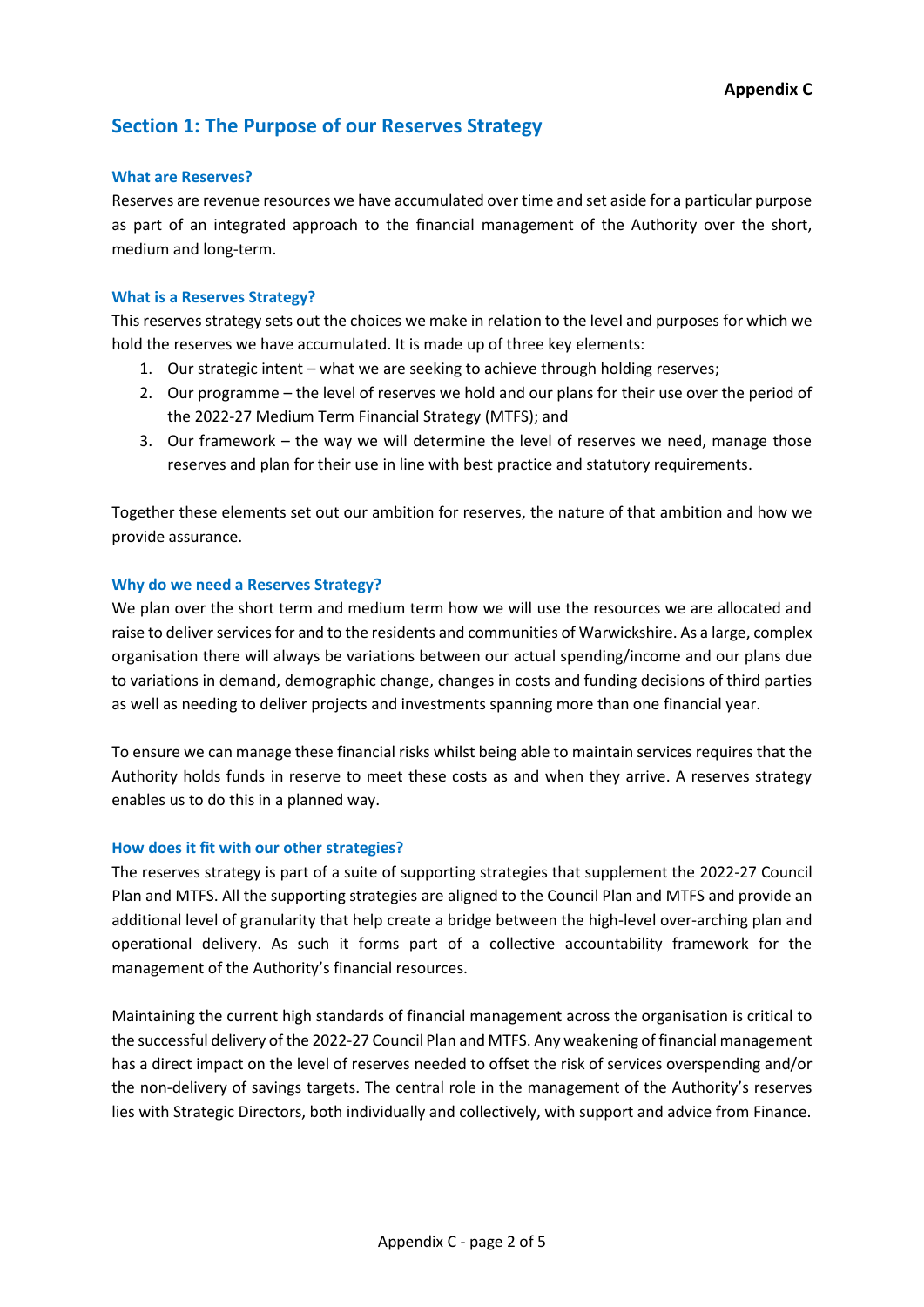**Appendix C**

## Section 1: The Purpose of our Reserves Strategy

### What are Reserves?

Reserves are revenue resources we have accumulated over time and set aside for a particular purpose as part of an integrated approach to the financial management of the Authority over the short, medium and long-term.

### What is a Reserves Strategy?

This reserves strategy sets out the choices we make in relation to the level and purposes for which we hold the reserves we have accumulated. It is made up of three key elements:

1. Our strategic intent – what we are seeking to achieve through holding reserves;
2. Our programme – the level of reserves we hold and our plans for their use over the period of the 2022-27 Medium Term Financial Strategy (MTFS); and
3. Our framework – the way we will determine the level of reserves we need, manage those reserves and plan for their use in line with best practice and statutory requirements.

Together these elements set out our ambition for reserves, the nature of that ambition and how we provide assurance.

### Why do we need a Reserves Strategy?

We plan over the short term and medium term how we will use the resources we are allocated and raise to deliver services for and to the residents and communities of Warwickshire. As a large, complex organisation there will always be variations between our actual spending/income and our plans due to variations in demand, demographic change, changes in costs and funding decisions of third parties as well as needing to deliver projects and investments spanning more than one financial year.

To ensure we can manage these financial risks whilst being able to maintain services requires that the Authority holds funds in reserve to meet these costs as and when they arrive. A reserves strategy enables us to do this in a planned way.

### How does it fit with our other strategies?

The reserves strategy is part of a suite of supporting strategies that supplement the 2022-27 Council Plan and MTFS. All the supporting strategies are aligned to the Council Plan and MTFS and provide an additional level of granularity that help create a bridge between the high-level over-arching plan and operational delivery. As such it forms part of a collective accountability framework for the management of the Authority's financial resources.

Maintaining the current high standards of financial management across the organisation is critical to the successful delivery of the 2022-27 Council Plan and MTFS. Any weakening of financial management has a direct impact on the level of reserves needed to offset the risk of services overspending and/or the non-delivery of savings targets. The central role in the management of the Authority's reserves lies with Strategic Directors, both individually and collectively, with support and advice from Finance.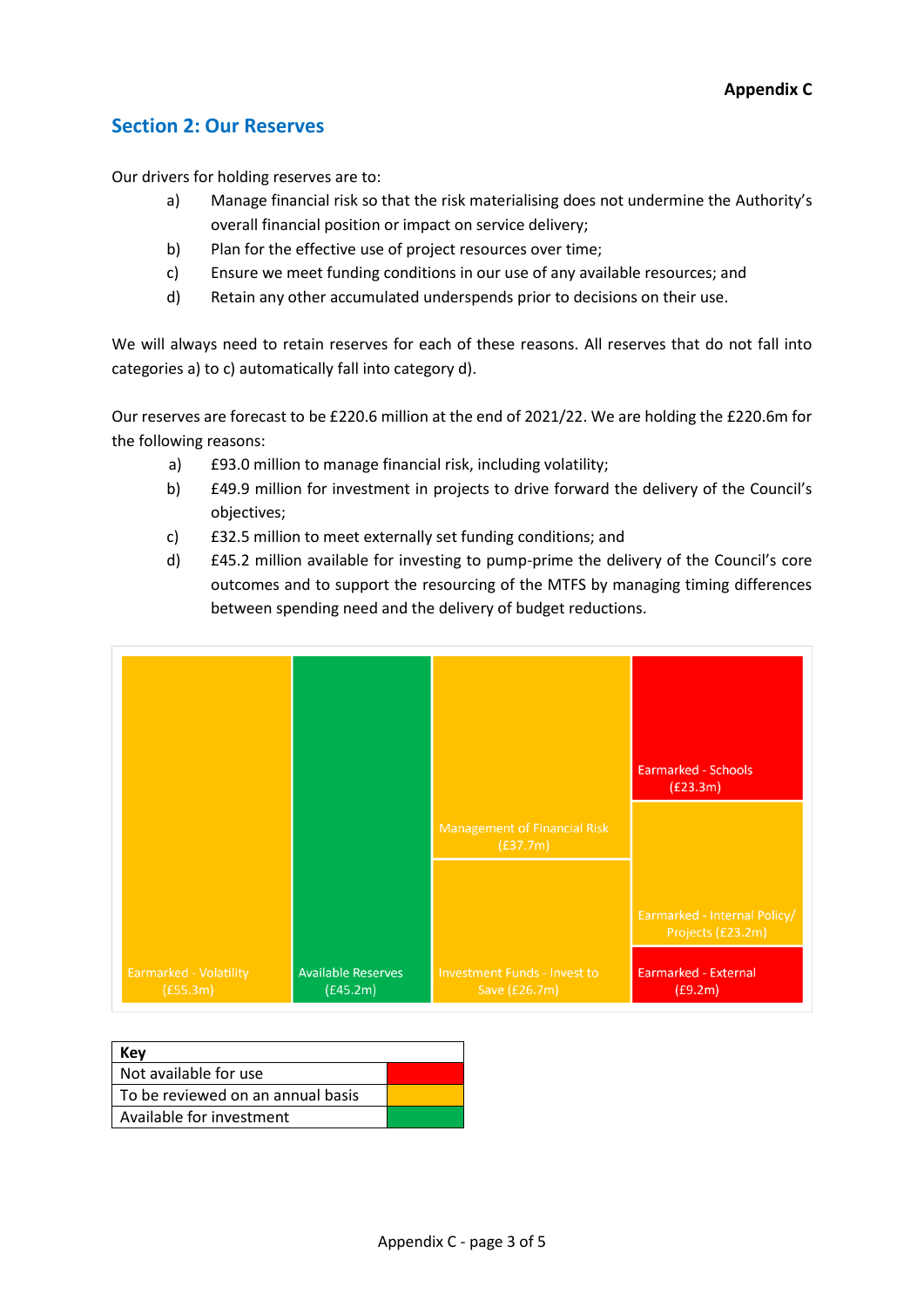**Appendix C**

## Section 2: Our Reserves

Our drivers for holding reserves are to:

a) Manage financial risk so that the risk materialising does not undermine the Authority's overall financial position or impact on service delivery;
b) Plan for the effective use of project resources over time;
c) Ensure we meet funding conditions in our use of any available resources; and
d) Retain any other accumulated underspends prior to decisions on their use.

We will always need to retain reserves for each of these reasons. All reserves that do not fall into categories a) to c) automatically fall into category d).

Our reserves are forecast to be £220.6 million at the end of 2021/22. We are holding the £220.6m for the following reasons:

a) £93.0 million to manage financial risk, including volatility;
b) £49.9 million for investment in projects to drive forward the delivery of the Council's objectives;
c) £32.5 million to meet externally set funding conditions; and
d) £45.2 million available for investing to pump-prime the delivery of the Council's core outcomes and to support the resourcing of the MTFS by managing timing differences between spending need and the delivery of budget reductions.

Earmarked - Volatility (£55.3m)

Available Reserves (£45.2m)

Management of Financial Risk (£37.7m)

Investment Funds - Invest to Save (£26.7m)

Earmarked - Schools (£23.3m)

Earmarked - Internal Policy/ Projects (£23.2m)

Earmarked - External (£9.2m)

| Key | |
|---|---|
| Not available for use | Red |
| To be reviewed on an annual basis | Amber |
| Available for investment | Green |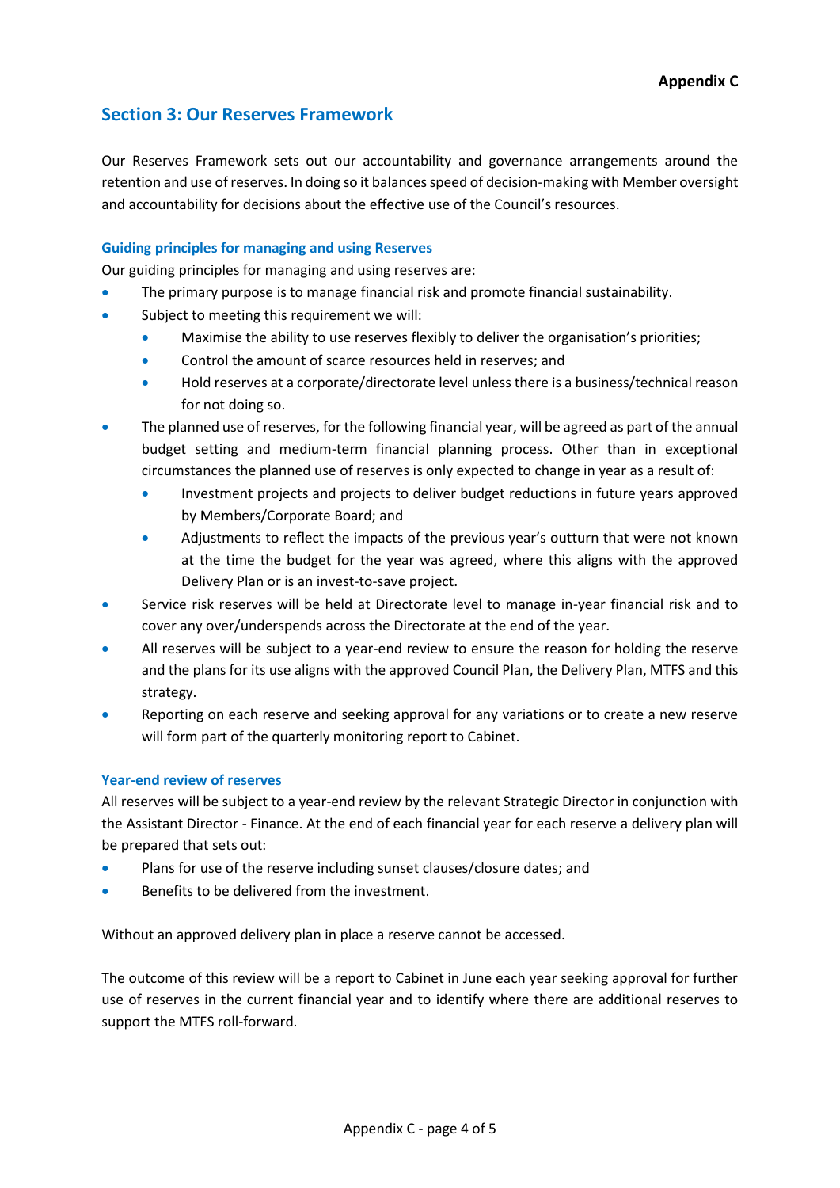**Appendix C**

## Section 3: Our Reserves Framework

Our Reserves Framework sets out our accountability and governance arrangements around the retention and use of reserves. In doing so it balances speed of decision-making with Member oversight and accountability for decisions about the effective use of the Council's resources.

### Guiding principles for managing and using Reserves

Our guiding principles for managing and using reserves are:

- The primary purpose is to manage financial risk and promote financial sustainability.
- Subject to meeting this requirement we will:
  - Maximise the ability to use reserves flexibly to deliver the organisation's priorities;
  - Control the amount of scarce resources held in reserves; and
  - Hold reserves at a corporate/directorate level unless there is a business/technical reason for not doing so.
- The planned use of reserves, for the following financial year, will be agreed as part of the annual budget setting and medium-term financial planning process. Other than in exceptional circumstances the planned use of reserves is only expected to change in year as a result of:
  - Investment projects and projects to deliver budget reductions in future years approved by Members/Corporate Board; and
  - Adjustments to reflect the impacts of the previous year's outturn that were not known at the time the budget for the year was agreed, where this aligns with the approved Delivery Plan or is an invest-to-save project.
- Service risk reserves will be held at Directorate level to manage in-year financial risk and to cover any over/underspends across the Directorate at the end of the year.
- All reserves will be subject to a year-end review to ensure the reason for holding the reserve and the plans for its use aligns with the approved Council Plan, the Delivery Plan, MTFS and this strategy.
- Reporting on each reserve and seeking approval for any variations or to create a new reserve will form part of the quarterly monitoring report to Cabinet.

### Year-end review of reserves

All reserves will be subject to a year-end review by the relevant Strategic Director in conjunction with the Assistant Director - Finance. At the end of each financial year for each reserve a delivery plan will be prepared that sets out:

- Plans for use of the reserve including sunset clauses/closure dates; and
- Benefits to be delivered from the investment.

Without an approved delivery plan in place a reserve cannot be accessed.

The outcome of this review will be a report to Cabinet in June each year seeking approval for further use of reserves in the current financial year and to identify where there are additional reserves to support the MTFS roll-forward.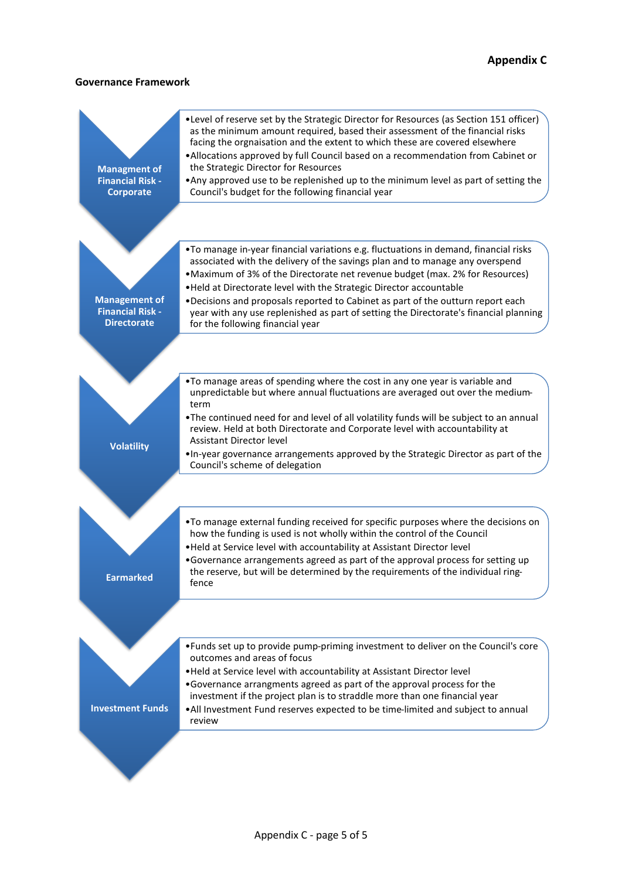Appendix C

**Governance Framework**

### Managment of Financial Risk - Corporate

- Level of reserve set by the Strategic Director for Resources (as Section 151 officer) as the minimum amount required, based their assessment of the financial risks facing the orgnaisation and the extent to which these are covered elsewhere
- Allocations approved by full Council based on a recommendation from Cabinet or the Strategic Director for Resources
- Any approved use to be replenished up to the minimum level as part of setting the Council's budget for the following financial year

### Management of Financial Risk - Directorate

- To manage in-year financial variations e.g. fluctuations in demand, financial risks associated with the delivery of the savings plan and to manage any overspend
- Maximum of 3% of the Directorate net revenue budget (max. 2% for Resources)
- Held at Directorate level with the Strategic Director accountable
- Decisions and proposals reported to Cabinet as part of the outturn report each year with any use replenished as part of setting the Directorate's financial planning for the following financial year

### Volatility

- To manage areas of spending where the cost in any one year is variable and unpredictable but where annual fluctuations are averaged out over the medium-term
- The continued need for and level of all volatility funds will be subject to an annual review. Held at both Directorate and Corporate level with accountability at Assistant Director level
- In-year governance arrangements approved by the Strategic Director as part of the Council's scheme of delegation

### Earmarked

- To manage external funding received for specific purposes where the decisions on how the funding is used is not wholly within the control of the Council
- Held at Service level with accountability at Assistant Director level
- Governance arrangements agreed as part of the approval process for setting up the reserve, but will be determined by the requirements of the individual ring-fence

### Investment Funds

- Funds set up to provide pump-priming investment to deliver on the Council's core outcomes and areas of focus
- Held at Service level with accountability at Assistant Director level
- Governance arrangments agreed as part of the approval process for the investment if the project plan is to straddle more than one financial year
- All Investment Fund reserves expected to be time-limited and subject to annual review